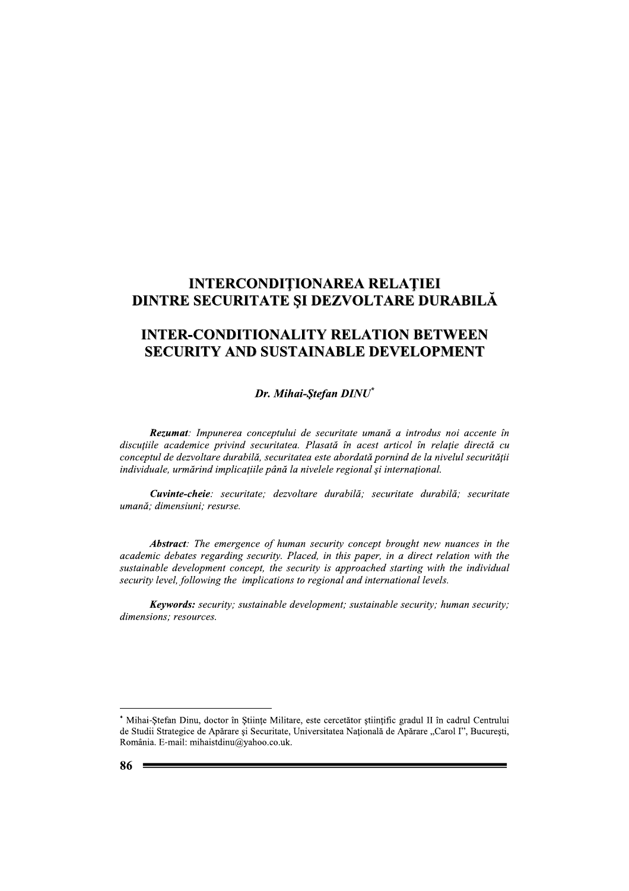# INTERCONDIŢIONAREA RELAŢIEI DINTRE SECURITATE ŞI DEZVOLTARE DURABILĂ

# INTER-CONDITIONALITY RELATION BETWEEN SECURITY AND SUSTAINABLE DEVELOPMENT

***Dr. Mihai-Ştefan DINU****

***Rezumat**: Impunerea conceptului de securitate umană a introdus noi accente în discuţiile academice privind securitatea. Plasată în acest articol în relaţie directă cu conceptul de dezvoltare durabilă, securitatea este abordată pornind de la nivelul securităţii individuale, urmărind implicaţiile până la nivelele regional şi internaţional.*

***Cuvinte-cheie**: securitate; dezvoltare durabilă; securitate durabilă; securitate umană; dimensiuni; resurse.*

***Abstract**: The emergence of human security concept brought new nuances in the academic debates regarding security. Placed, in this paper, in a direct relation with the sustainable development concept, the security is approached starting with the individual security level, following the implications to regional and international levels.*

***Keywords:** security; sustainable development; sustainable security; human security; dimensions; resources.*

---

* Mihai-Ştefan Dinu, doctor în Ştiinţe Militare, este cercetător ştiinţific gradul II în cadrul Centrului de Studii Strategice de Apărare şi Securitate, Universitatea Naţională de Apărare „Carol I", Bucureşti, România. E-mail: mihaistdinu@yahoo.co.uk.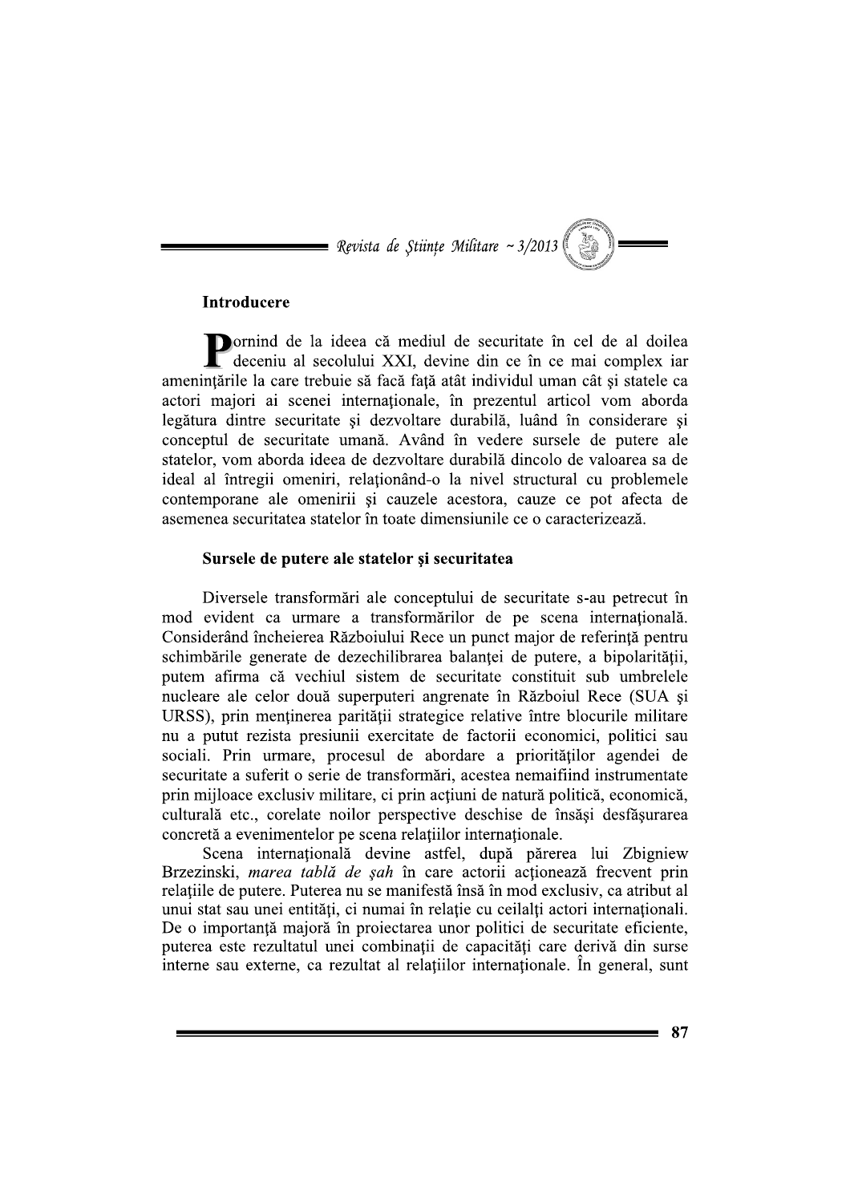## Introducere

Pornind de la ideea că mediul de securitate în cel de al doilea deceniu al secolului XXI, devine din ce în ce mai complex iar ameninţările la care trebuie să facă faţă atât individul uman cât şi statele ca actori majori ai scenei internaţionale, în prezentul articol vom aborda legătura dintre securitate şi dezvoltare durabilă, luând în considerare şi conceptul de securitate umană. Având în vedere sursele de putere ale statelor, vom aborda ideea de dezvoltare durabilă dincolo de valoarea sa de ideal al întregii omeniri, relaţionând-o la nivel structural cu problemele contemporane ale omenirii şi cauzele acestora, cauze ce pot afecta de asemenea securitatea statelor în toate dimensiunile ce o caracterizează.

## Sursele de putere ale statelor şi securitatea

Diversele transformări ale conceptului de securitate s-au petrecut în mod evident ca urmare a transformărilor de pe scena internaţională. Considerând încheierea Războiului Rece un punct major de referinţă pentru schimbările generate de dezechilibrarea balanţei de putere, a bipolarităţii, putem afirma că vechiul sistem de securitate constituit sub umbrelele nucleare ale celor două superputeri angrenate în Războiul Rece (SUA şi URSS), prin menţinerea parităţii strategice relative între blocurile militare nu a putut rezista presiunii exercitate de factorii economici, politici sau sociali. Prin urmare, procesul de abordare a priorităţilor agendei de securitate a suferit o serie de transformări, acestea nemaifiind instrumentate prin mijloace exclusiv militare, ci prin acţiuni de natură politică, economică, culturală etc., corelate noilor perspective deschise de însăşi desfăşurarea concretă a evenimentelor pe scena relaţiilor internaţionale.

Scena internaţională devine astfel, după părerea lui Zbigniew Brezinski, *marea tablă de şah* în care actorii acţionează frecvent prin relaţiile de putere. Puterea nu se manifestă însă în mod exclusiv, ca atribut al unui stat sau unei entităţi, ci numai în relaţie cu ceilalţi actori internaţionali. De o importanţă majoră în proiectarea unor politici de securitate eficiente, puterea este rezultatul unei combinaţii de capacităţi care derivă din surse interne sau externe, ca rezultat al relaţiilor internaţionale. În general, sunt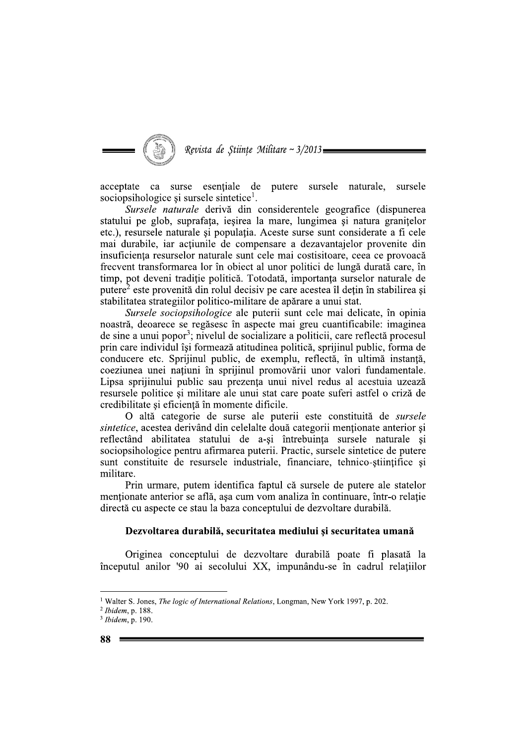acceptate ca surse esențiale de putere sursele naturale, sursele sociopsihologice și sursele sintetice[1].

*Sursele naturale* derivă din considerentele geografice (dispunerea statului pe glob, suprafața, ieșirea la mare, lungimea și natura granițelor etc.), resursele naturale și populația. Aceste surse sunt considerate a fi cele mai durabile, iar acțiunile de compensare a dezavantajelor provenite din insuficiența resurselor naturale sunt cele mai costisitoare, ceea ce provoacă frecvent transformarea lor în obiect al unor politici de lungă durată care, în timp, pot deveni tradiție politică. Totodată, importanța surselor naturale de putere[2] este provenită din rolul decisiv pe care acestea îl dețin în stabilirea și stabilitatea strategiilor politico-militare de apărare a unui stat.

*Sursele sociopsihologice* ale puterii sunt cele mai delicate, în opinia noastră, deoarece se regăsesc în aspecte mai greu cuantificabile: imaginea de sine a unui popor[3]; nivelul de socializare a politicii, care reflectă procesul prin care individul își formează atitudinea politică, sprijinul public, forma de conducere etc. Sprijinul public, de exemplu, reflectă, în ultimă instanță, coeziunea unei națiuni în sprijinul promovării unor valori fundamentale. Lipsa sprijinului public sau prezența unui nivel redus al acestuia uzează resursele politice și militare ale unui stat care poate suferi astfel o criză de credibilitate și eficiență în momente dificile.

O altă categorie de surse ale puterii este constituită de *sursele sintetice*, acestea derivând din celelalte două categorii menționate anterior și reflectând abilitatea statului de a-și întrebuința sursele naturale și sociopsihologice pentru afirmarea puterii. Practic, sursele sintetice de putere sunt constituite de resursele industriale, financiare, tehnico-științifice și militare.

Prin urmare, putem identifica faptul că sursele de putere ale statelor menționate anterior se află, așa cum vom analiza în continuare, într-o relație directă cu aspecte ce stau la baza conceptului de dezvoltare durabilă.

## Dezvoltarea durabilă, securitatea mediului și securitatea umană

Originea conceptului de dezvoltare durabilă poate fi plasată la începutul anilor '90 ai secolului XX, impunându-se în cadrul relațiilor

---

[1] Walter S. Jones, *The logic of International Relations*, Longman, New York 1997, p. 202.

[2] *Ibidem*, p. 188.

[3] *Ibidem*, p. 190.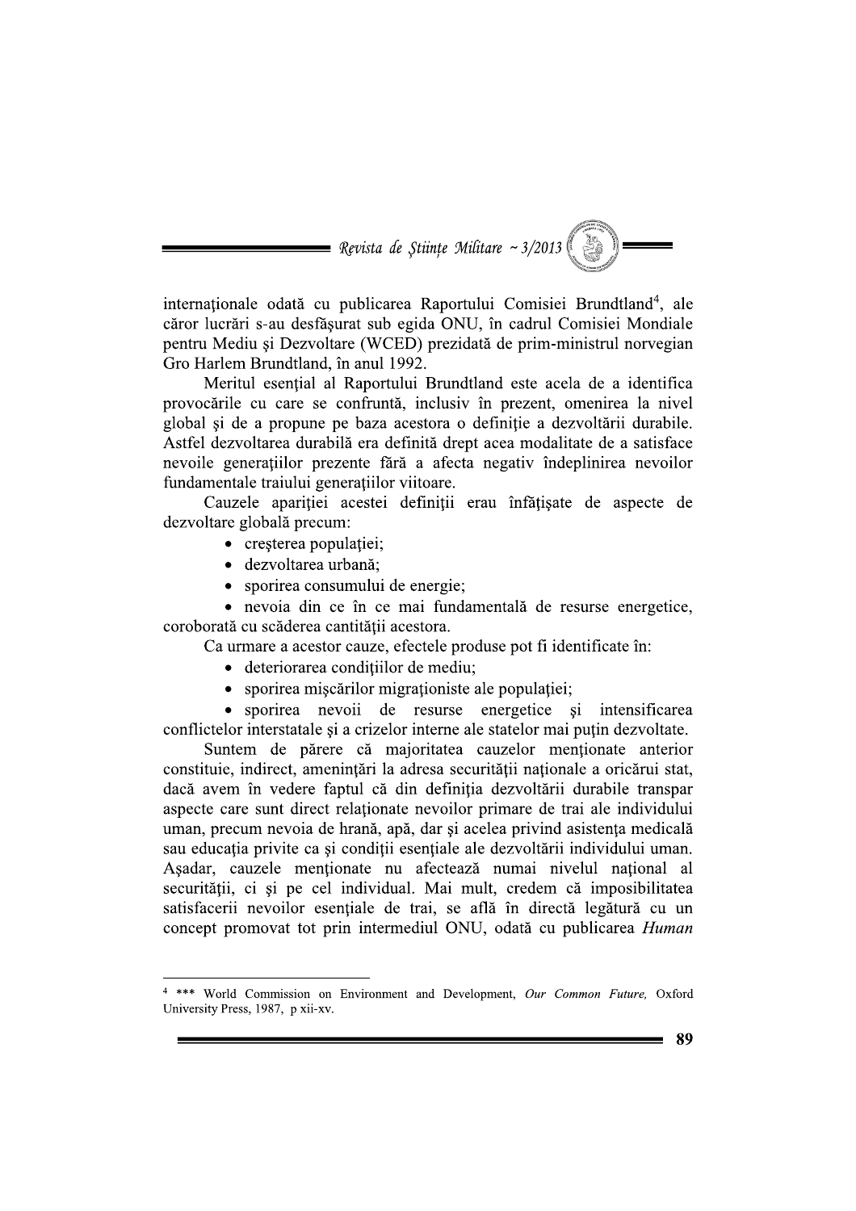internaţionale odată cu publicarea Raportului Comisiei Brundtland[4], ale căror lucrări s-au desfăşurat sub egida ONU, în cadrul Comisiei Mondiale pentru Mediu şi Dezvoltare (WCED) prezidată de prim-ministrul norvegian Gro Harlem Brundtland, în anul 1992.

Meritul esenţial al Raportului Brundtland este acela de a identifica provocările cu care se confruntă, inclusiv în prezent, omenirea la nivel global şi de a propune pe baza acestora o definiţie a dezvoltării durabile. Astfel dezvoltarea durabilă era definită drept acea modalitate de a satisface nevoile generaţiilor prezente fără a afecta negativ îndeplinirea nevoilor fundamentale traiului generaţiilor viitoare.

Cauzele apariţiei acestei definiţii erau înfăţişate de aspecte de dezvoltare globală precum:

- creşterea populaţiei;
- dezvoltarea urbană;
- sporirea consumului de energie;
- nevoia din ce în ce mai fundamentală de resurse energetice, coroborată cu scăderea cantităţii acestora.

Ca urmare a acestor cauze, efectele produse pot fi identificate în:

- deteriorarea condiţiilor de mediu;
- sporirea mişcărilor migraţioniste ale populaţiei;
- sporirea nevoii de resurse energetice şi intensificarea conflictelor interstatale şi a crizelor interne ale statelor mai puţin dezvoltate.

Suntem de părere că majoritatea cauzelor menţionate anterior constituie, indirect, ameninţări la adresa securităţii naţionale a oricărui stat, dacă avem în vedere faptul că din definiţia dezvoltării durabile transpar aspecte care sunt direct relaţionate nevoilor primare de trai ale individului uman, precum nevoia de hrană, apă, dar şi acelea privind asistenţa medicală sau educaţia privite ca şi condiţii esenţiale ale dezvoltării individului uman. Aşadar, cauzele menţionate nu afectează numai nivelul naţional al securităţii, ci şi pe cel individual. Mai mult, credem că imposibilitatea satisfacerii nevoilor esenţiale de trai, se află în directă legătură cu un concept promovat tot prin intermediul ONU, odată cu publicarea *Human*

---

[4] \*\*\* World Commission on Environment and Development, *Our Common Future,* Oxford University Press, 1987, p xii-xv.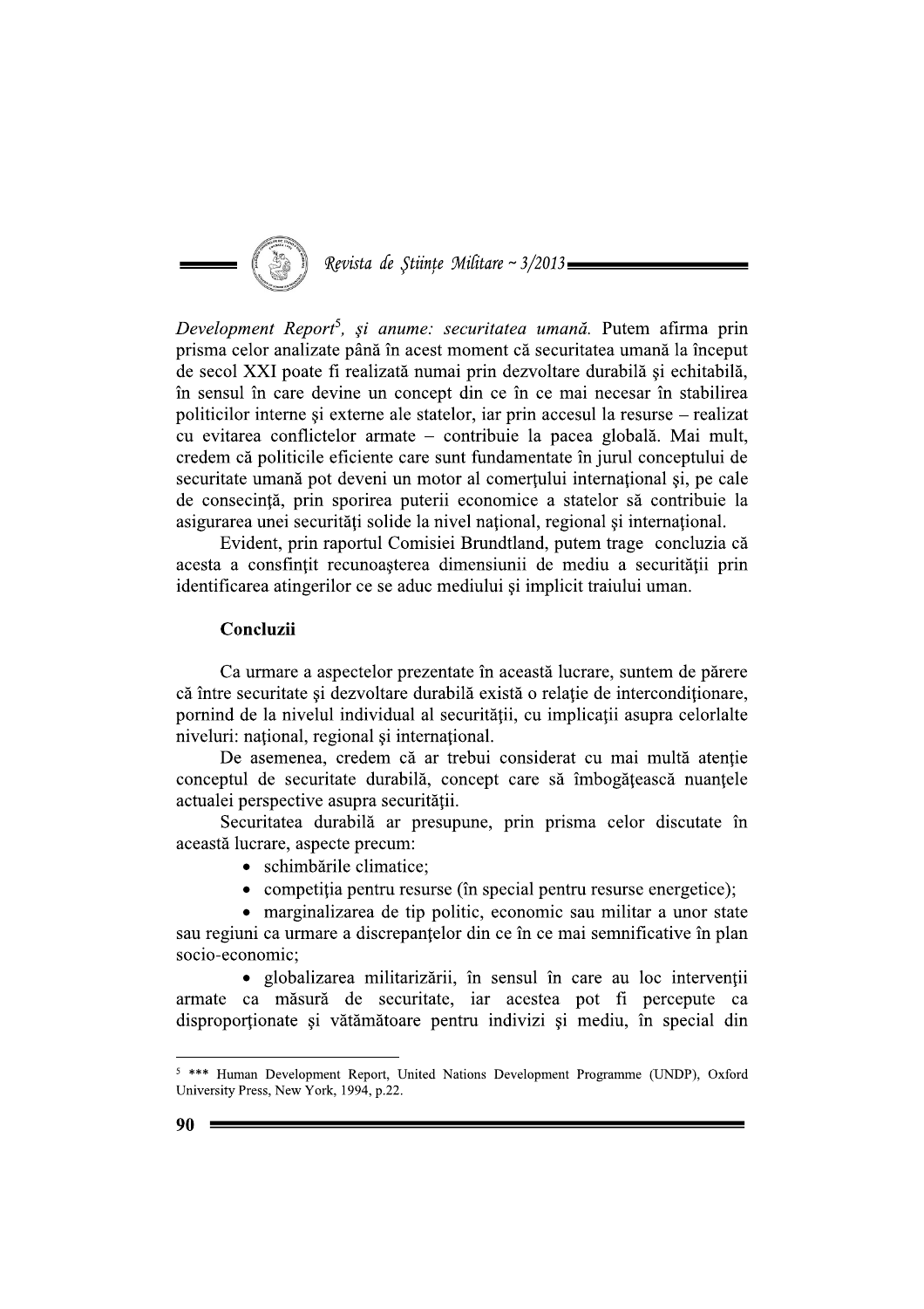*Development Report*[5]*, şi anume: securitatea umană.* Putem afirma prin prisma celor analizate până în acest moment că securitatea umană la început de secol XXI poate fi realizată numai prin dezvoltare durabilă şi echitabilă, în sensul în care devine un concept din ce în ce mai necesar în stabilirea politicilor interne şi externe ale statelor, iar prin accesul la resurse – realizat cu evitarea conflictelor armate – contribuie la pacea globală. Mai mult, credem că politicile eficiente care sunt fundamentate în jurul conceptului de securitate umană pot deveni un motor al comerţului internaţional şi, pe cale de consecinţă, prin sporirea puterii economice a statelor să contribuie la asigurarea unei securităţi solide la nivel naţional, regional şi internaţional.

Evident, prin raportul Comisiei Brundtland, putem trage concluzia că acesta a consfinţit recunoaşterea dimensiunii de mediu a securităţii prin identificarea atingerilor ce se aduc mediului şi implicit traiului uman.

**Concluzii**

Ca urmare a aspectelor prezentate în această lucrare, suntem de părere că între securitate şi dezvoltare durabilă există o relaţie de intercondiţionare, pornind de la nivelul individual al securităţii, cu implicaţii asupra celorlalte niveluri: naţional, regional şi internaţional.

De asemenea, credem că ar trebui considerat cu mai multă atenţie conceptul de securitate durabilă, concept care să îmbogăţească nuanţele actualei perspective asupra securităţii.

Securitatea durabilă ar presupune, prin prisma celor discutate în această lucrare, aspecte precum:

- schimbările climatice;
- competiţia pentru resurse (în special pentru resurse energetice);
- marginalizarea de tip politic, economic sau militar a unor state sau regiuni ca urmare a discrepanţelor din ce în ce mai semnificative în plan socio-economic;
- globalizarea militarizării, în sensul în care au loc intervenţii armate ca măsură de securitate, iar acestea pot fi percepute ca disproporţionate şi vătămătoare pentru indivizi şi mediu, în special din

---

[5] *** Human Development Report, United Nations Development Programme (UNDP), Oxford University Press, New York, 1994, p.22.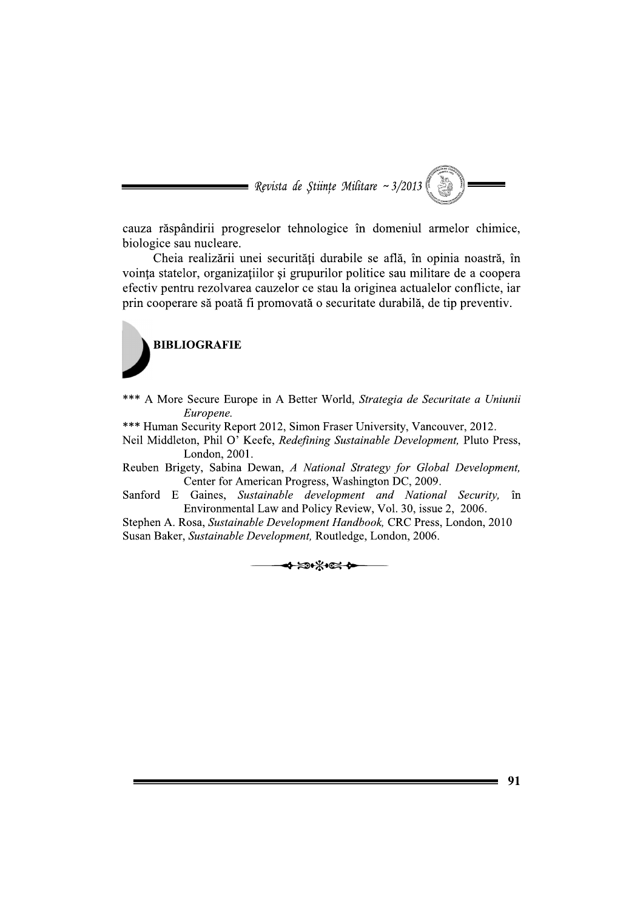cauza răspândirii progreselor tehnologice în domeniul armelor chimice, biologice sau nucleare.

Cheia realizării unei securităţi durabile se află, în opinia noastră, în voinţa statelor, organizaţiilor şi grupurilor politice sau militare de a coopera efectiv pentru rezolvarea cauzelor ce stau la originea actualelor conflicte, iar prin cooperare să poată fi promovată o securitate durabilă, de tip preventiv.

## BIBLIOGRAFIE

*** A More Secure Europe in A Better World, *Strategia de Securitate a Uniunii Europene.*

*** Human Security Report 2012, Simon Fraser University, Vancouver, 2012.

Neil Middleton, Phil O' Keefe, *Redefining Sustainable Development,* Pluto Press, London, 2001.

Reuben Brigety, Sabina Dewan, *A National Strategy for Global Development,* Center for American Progress, Washington DC, 2009.

Sanford E Gaines, *Sustainable development and National Security,* în Environmental Law and Policy Review, Vol. 30, issue 2, 2006.

Stephen A. Rosa, *Sustainable Development Handbook,* CRC Press, London, 2010

Susan Baker, *Sustainable Development,* Routledge, London, 2006.